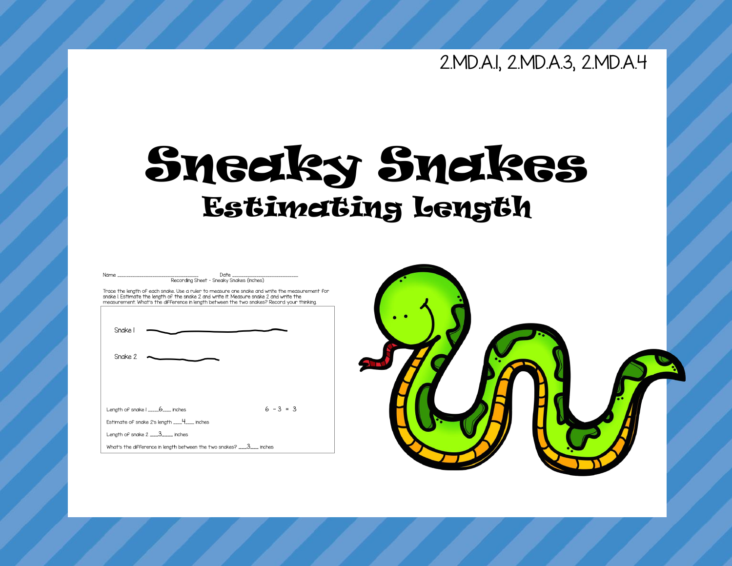2.MD.A.1, 2.MD.A.3, 2.MD.A.4

# Sneaky Snakes

## Estimating Length

Name ______________________ Date ____________________

Recording Sheet - Sneaky Snakes (inches)

Trace the length of each snake. Use a ruler to measure one snake and write the measurement for snake 1. Estimate the length of the snake 2 and write it. Measure snake 2 and write the measurement. What's the difference in length between the two snakes? Record your thinking.

Snake 1

Snake 2

Length of snake 1 \_\_\_\_6\_\_\_ inches

$6 - 3 = 3$

Estimate of snake 2's length \_\_\_4\_\_\_ inches

Length of snake 2 \_\_\_3\_\_\_\_ inches

What's the difference in length between the two snakes? \_\_\_3\_\_\_ inches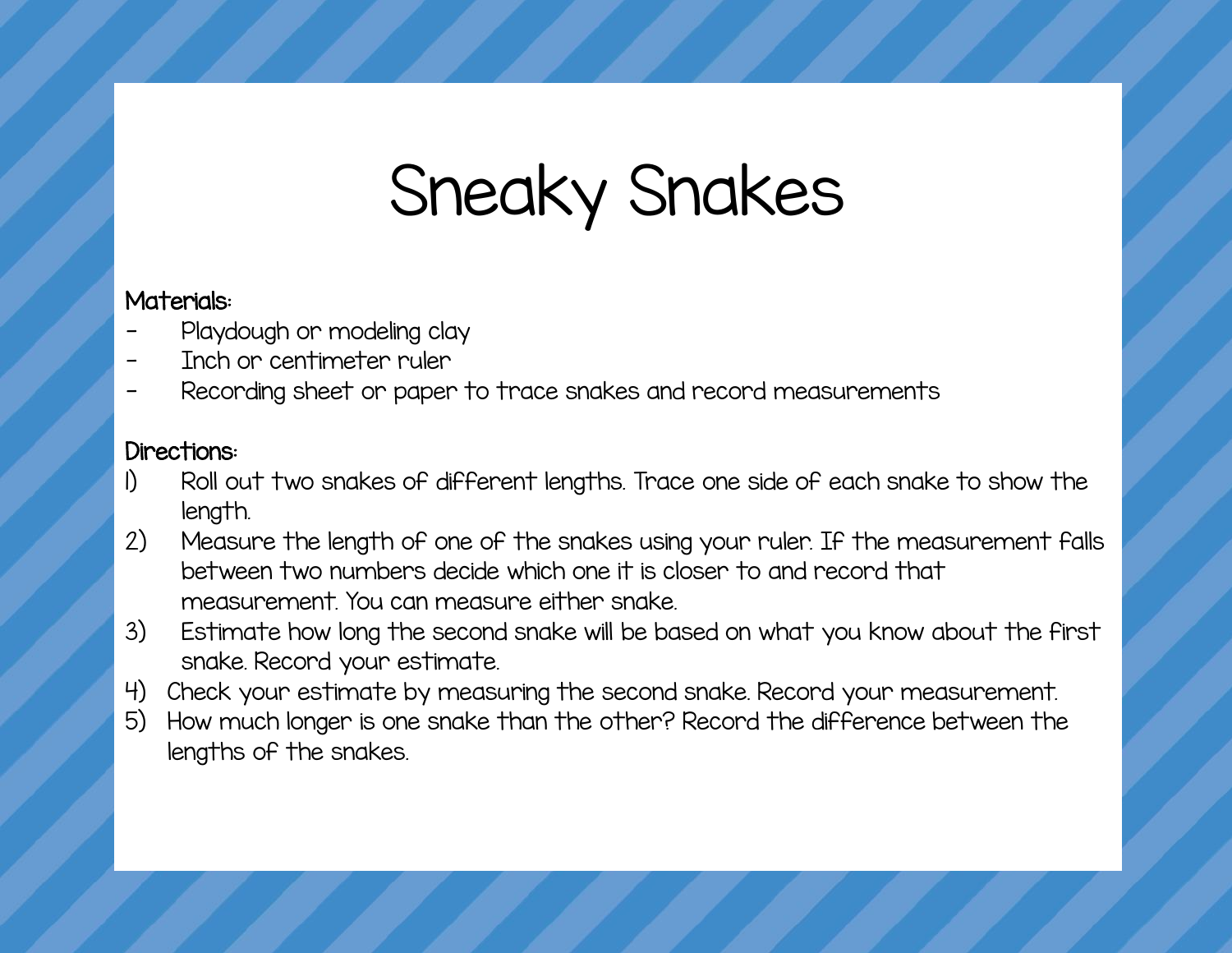# Sneaky Snakes

**Materials:**

- Playdough or modeling clay
- Inch or centimeter ruler
- Recording sheet or paper to trace snakes and record measurements

**Directions:**

1) Roll out two snakes of different lengths. Trace one side of each snake to show the length.
2) Measure the length of one of the snakes using your ruler. If the measurement falls between two numbers decide which one it is closer to and record that measurement. You can measure either snake.
3) Estimate how long the second snake will be based on what you know about the first snake. Record your estimate.
4) Check your estimate by measuring the second snake. Record your measurement.
5) How much longer is one snake than the other? Record the difference between the lengths of the snakes.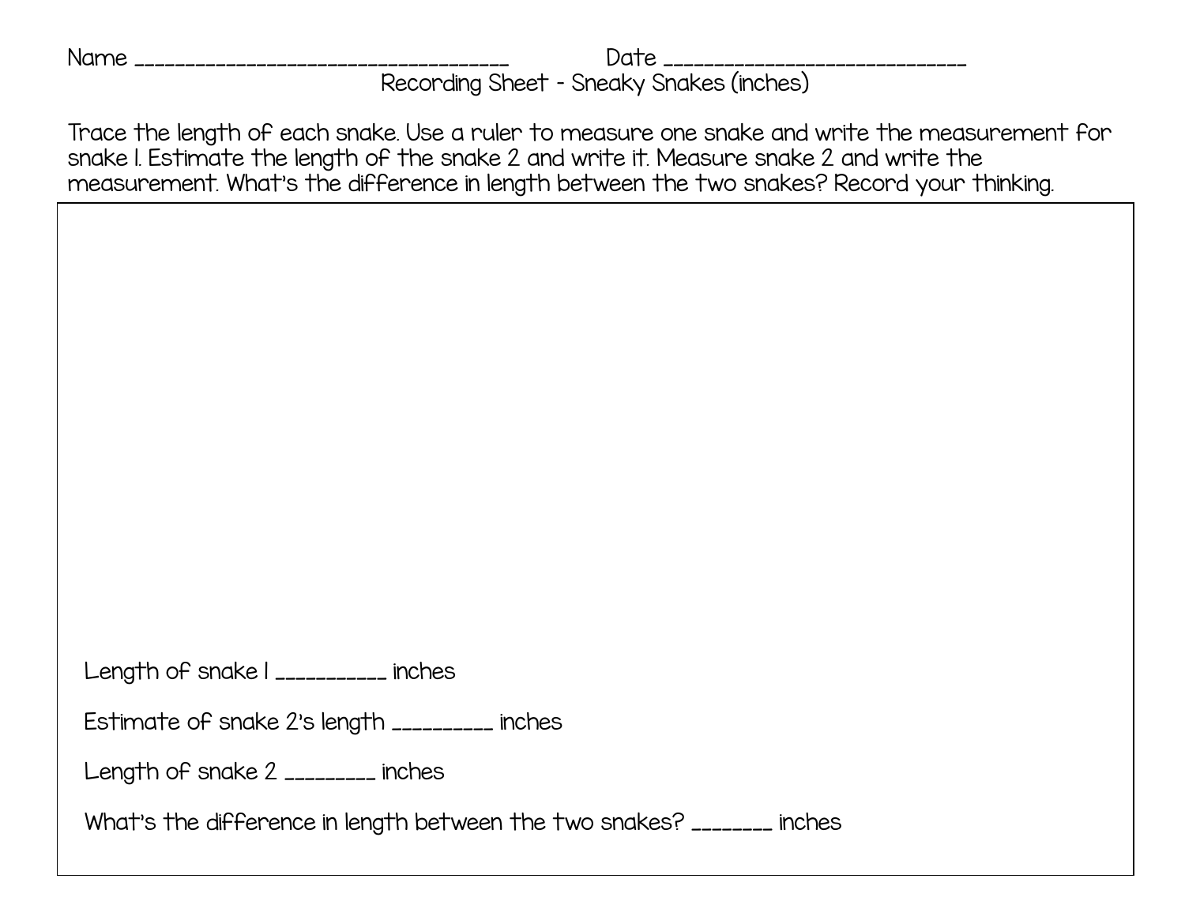Name ____________________________________ Date _____________________________

## Recording Sheet - Sneaky Snakes (inches)

Trace the length of each snake. Use a ruler to measure one snake and write the measurement for snake 1. Estimate the length of the snake 2 and write it. Measure snake 2 and write the measurement. What's the difference in length between the two snakes? Record your thinking.

Length of snake 1 __________ inches

Estimate of snake 2's length _________ inches

Length of snake 2 ________ inches

What's the difference in length between the two snakes? _______ inches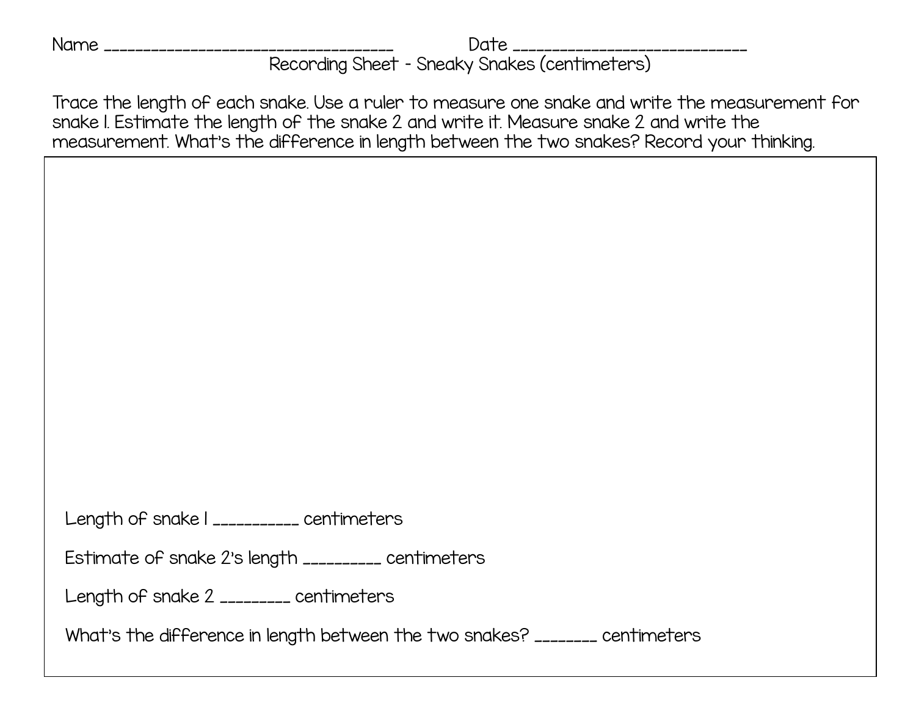Name ______________________________________ Date ______________________________

## Recording Sheet - Sneaky Snakes (centimeters)

Trace the length of each snake. Use a ruler to measure one snake and write the measurement for snake 1. Estimate the length of the snake 2 and write it. Measure snake 2 and write the measurement. What's the difference in length between the two snakes? Record your thinking.

Length of snake 1 ___________ centimeters

Estimate of snake 2's length __________ centimeters

Length of snake 2 _________ centimeters

What's the difference in length between the two snakes? ________ centimeters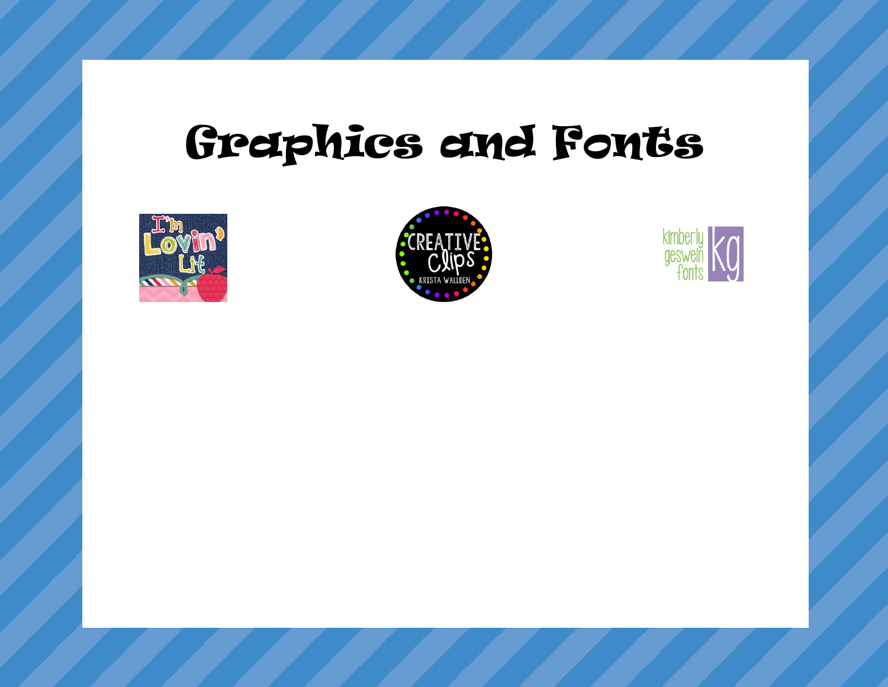# Graphics and Fonts

I'm Lovin' Lit

CREATIVE Clips
KRISTA WALLDEN

kimberly geswein fonts KG